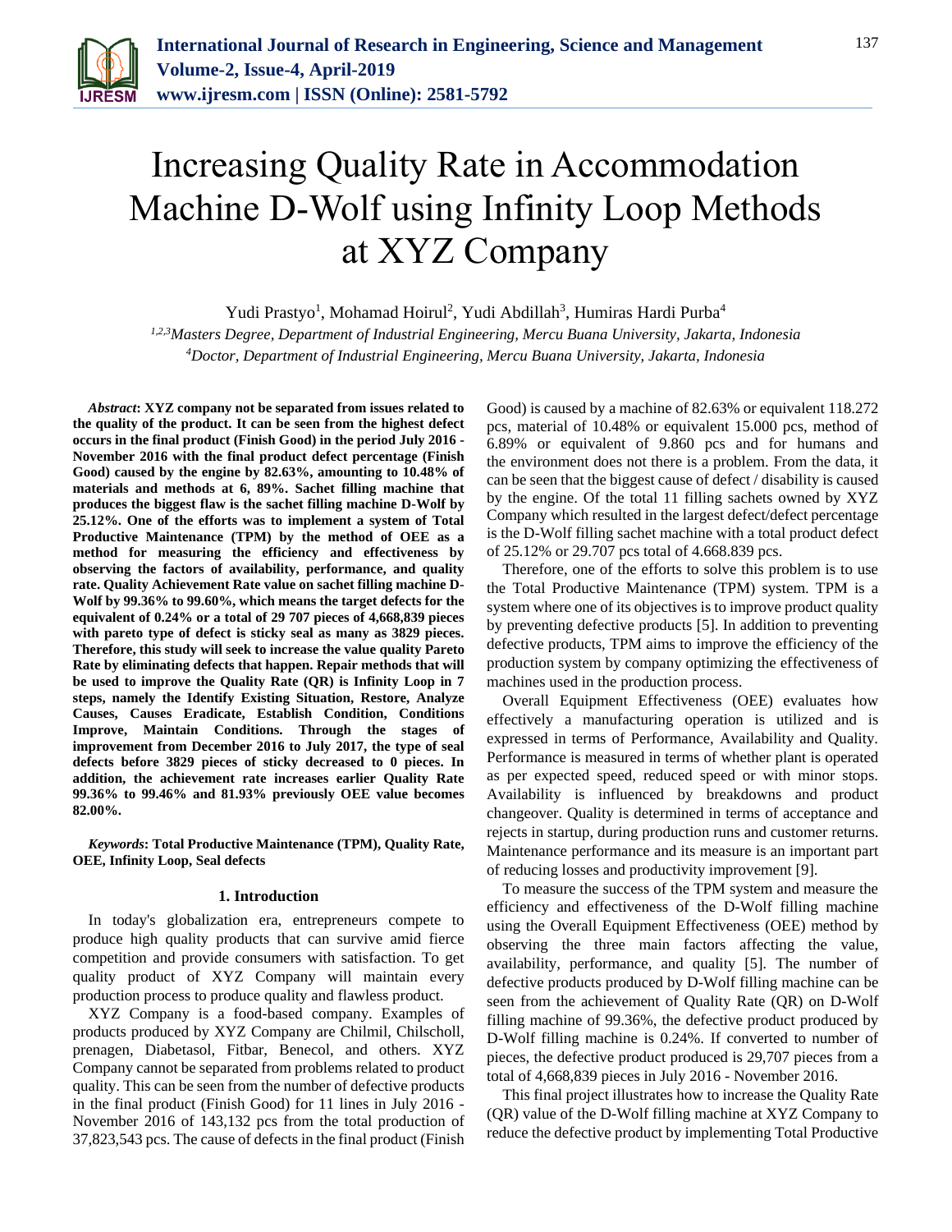# Increasing Quality Rate in Accommodation Machine D-Wolf using Infinity Loop Methods at XYZ Company

Yudi Prastyo[1], Mohamad Hoirul[2], Yudi Abdillah[3], Humiras Hardi Purba[4]

[1,2,3]*Masters Degree, Department of Industrial Engineering, Mercu Buana University, Jakarta, Indonesia*
[4]*Doctor, Department of Industrial Engineering, Mercu Buana University, Jakarta, Indonesia*

***Abstract*: XYZ company not be separated from issues related to the quality of the product. It can be seen from the highest defect occurs in the final product (Finish Good) in the period July 2016 - November 2016 with the final product defect percentage (Finish Good) caused by the engine by 82.63%, amounting to 10.48% of materials and methods at 6, 89%. Sachet filling machine that produces the biggest flaw is the sachet filling machine D-Wolf by 25.12%. One of the efforts was to implement a system of Total Productive Maintenance (TPM) by the method of OEE as a method for measuring the efficiency and effectiveness by observing the factors of availability, performance, and quality rate. Quality Achievement Rate value on sachet filling machine D-Wolf by 99.36% to 99.60%, which means the target defects for the equivalent of 0.24% or a total of 29 707 pieces of 4,668,839 pieces with pareto type of defect is sticky seal as many as 3829 pieces. Therefore, this study will seek to increase the value quality Pareto Rate by eliminating defects that happen. Repair methods that will be used to improve the Quality Rate (QR) is Infinity Loop in 7 steps, namely the Identify Existing Situation, Restore, Analyze Causes, Causes Eradicate, Establish Condition, Conditions Improve, Maintain Conditions. Through the stages of improvement from December 2016 to July 2017, the type of seal defects before 3829 pieces of sticky decreased to 0 pieces. In addition, the achievement rate increases earlier Quality Rate 99.36% to 99.46% and 81.93% previously OEE value becomes 82.00%.**

***Keywords*: Total Productive Maintenance (TPM), Quality Rate, OEE, Infinity Loop, Seal defects**

## 1. Introduction

In today's globalization era, entrepreneurs compete to produce high quality products that can survive amid fierce competition and provide consumers with satisfaction. To get quality product of XYZ Company will maintain every production process to produce quality and flawless product.

XYZ Company is a food-based company. Examples of products produced by XYZ Company are Chilmil, Chilscholl, prenagen, Diabetasol, Fitbar, Benecol, and others. XYZ Company cannot be separated from problems related to product quality. This can be seen from the number of defective products in the final product (Finish Good) for 11 lines in July 2016 - November 2016 of 143,132 pcs from the total production of 37,823,543 pcs. The cause of defects in the final product (Finish Good) is caused by a machine of 82.63% or equivalent 118.272 pcs, material of 10.48% or equivalent 15.000 pcs, method of 6.89% or equivalent of 9.860 pcs and for humans and the environment does not there is a problem. From the data, it can be seen that the biggest cause of defect / disability is caused by the engine. Of the total 11 filling sachets owned by XYZ Company which resulted in the largest defect/defect percentage is the D-Wolf filling sachet machine with a total product defect of 25.12% or 29.707 pcs total of 4.668.839 pcs.

Therefore, one of the efforts to solve this problem is to use the Total Productive Maintenance (TPM) system. TPM is a system where one of its objectives is to improve product quality by preventing defective products [5]. In addition to preventing defective products, TPM aims to improve the efficiency of the production system by company optimizing the effectiveness of machines used in the production process.

Overall Equipment Effectiveness (OEE) evaluates how effectively a manufacturing operation is utilized and is expressed in terms of Performance, Availability and Quality. Performance is measured in terms of whether plant is operated as per expected speed, reduced speed or with minor stops. Availability is influenced by breakdowns and product changeover. Quality is determined in terms of acceptance and rejects in startup, during production runs and customer returns. Maintenance performance and its measure is an important part of reducing losses and productivity improvement [9].

To measure the success of the TPM system and measure the efficiency and effectiveness of the D-Wolf filling machine using the Overall Equipment Effectiveness (OEE) method by observing the three main factors affecting the value, availability, performance, and quality [5]. The number of defective products produced by D-Wolf filling machine can be seen from the achievement of Quality Rate (QR) on D-Wolf filling machine of 99.36%, the defective product produced by D-Wolf filling machine is 0.24%. If converted to number of pieces, the defective product produced is 29,707 pieces from a total of 4,668,839 pieces in July 2016 - November 2016.

This final project illustrates how to increase the Quality Rate (QR) value of the D-Wolf filling machine at XYZ Company to reduce the defective product by implementing Total Productive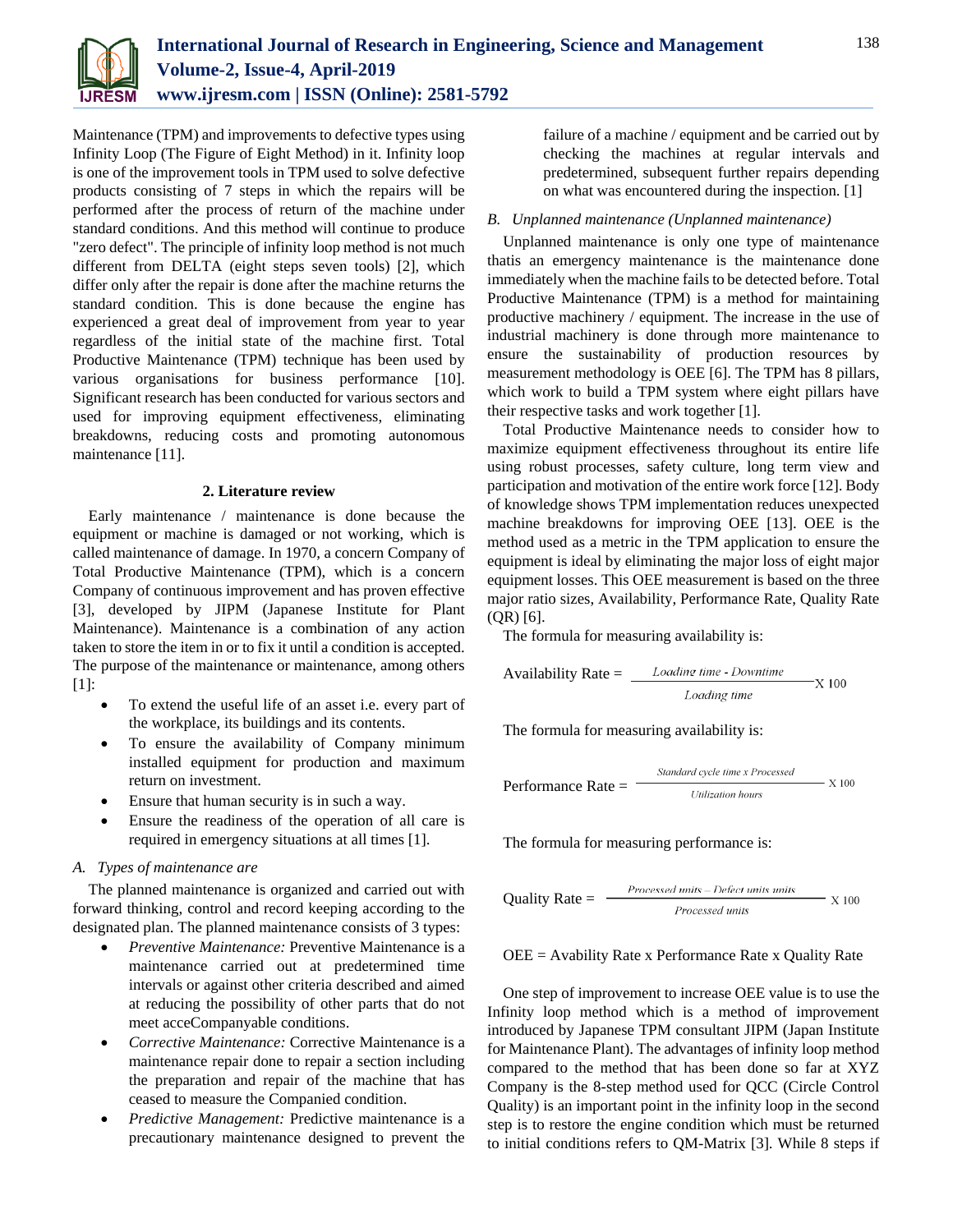Maintenance (TPM) and improvements to defective types using Infinity Loop (The Figure of Eight Method) in it. Infinity loop is one of the improvement tools in TPM used to solve defective products consisting of 7 steps in which the repairs will be performed after the process of return of the machine under standard conditions. And this method will continue to produce "zero defect". The principle of infinity loop method is not much different from DELTA (eight steps seven tools) [2], which differ only after the repair is done after the machine returns the standard condition. This is done because the engine has experienced a great deal of improvement from year to year regardless of the initial state of the machine first. Total Productive Maintenance (TPM) technique has been used by various organisations for business performance [10]. Significant research has been conducted for various sectors and used for improving equipment effectiveness, eliminating breakdowns, reducing costs and promoting autonomous maintenance [11].

## 2. Literature review

Early maintenance / maintenance is done because the equipment or machine is damaged or not working, which is called maintenance of damage. In 1970, a concern Company of Total Productive Maintenance (TPM), which is a concern Company of continuous improvement and has proven effective [3], developed by JIPM (Japanese Institute for Plant Maintenance). Maintenance is a combination of any action taken to store the item in or to fix it until a condition is accepted. The purpose of the maintenance or maintenance, among others [1]:

- To extend the useful life of an asset i.e. every part of the workplace, its buildings and its contents.
- To ensure the availability of Company minimum installed equipment for production and maximum return on investment.
- Ensure that human security is in such a way.
- Ensure the readiness of the operation of all care is required in emergency situations at all times [1].

### A. Types of maintenance are

The planned maintenance is organized and carried out with forward thinking, control and record keeping according to the designated plan. The planned maintenance consists of 3 types:

- *Preventive Maintenance:* Preventive Maintenance is a maintenance carried out at predetermined time intervals or against other criteria described and aimed at reducing the possibility of other parts that do not meet acceCompanyable conditions.
- *Corrective Maintenance:* Corrective Maintenance is a maintenance repair done to repair a section including the preparation and repair of the machine that has ceased to measure the Companied condition.
- *Predictive Management:* Predictive maintenance is a precautionary maintenance designed to prevent the failure of a machine / equipment and be carried out by checking the machines at regular intervals and predetermined, subsequent further repairs depending on what was encountered during the inspection. [1]

### B. Unplanned maintenance (Unplanned maintenance)

Unplanned maintenance is only one type of maintenance thatis an emergency maintenance is the maintenance done immediately when the machine fails to be detected before. Total Productive Maintenance (TPM) is a method for maintaining productive machinery / equipment. The increase in the use of industrial machinery is done through more maintenance to ensure the sustainability of production resources by measurement methodology is OEE [6]. The TPM has 8 pillars, which work to build a TPM system where eight pillars have their respective tasks and work together [1].

Total Productive Maintenance needs to consider how to maximize equipment effectiveness throughout its entire life using robust processes, safety culture, long term view and participation and motivation of the entire work force [12]. Body of knowledge shows TPM implementation reduces unexpected machine breakdowns for improving OEE [13]. OEE is the method used as a metric in the TPM application to ensure the equipment is ideal by eliminating the major loss of eight major equipment losses. This OEE measurement is based on the three major ratio sizes, Availability, Performance Rate, Quality Rate (QR) [6].

The formula for measuring availability is:

$$\text{Availability Rate} = \frac{\text{Loading time - Downtime}}{\text{Loading time}} \text{ X } 100$$

The formula for measuring availability is:

$$\text{Performance Rate} = \frac{\text{Standard cycle time x Processed}}{\text{Utilization hours}} \text{ X } 100$$

The formula for measuring performance is:

$$\text{Quality Rate} = \frac{\text{Processed units} - \text{Defect units units}}{\text{Processed units}} \text{ X } 100$$

OEE = Avability Rate x Performance Rate x Quality Rate

One step of improvement to increase OEE value is to use the Infinity loop method which is a method of improvement introduced by Japanese TPM consultant JIPM (Japan Institute for Maintenance Plant). The advantages of infinity loop method compared to the method that has been done so far at XYZ Company is the 8-step method used for QCC (Circle Control Quality) is an important point in the infinity loop in the second step is to restore the engine condition which must be returned to initial conditions refers to QM-Matrix [3]. While 8 steps if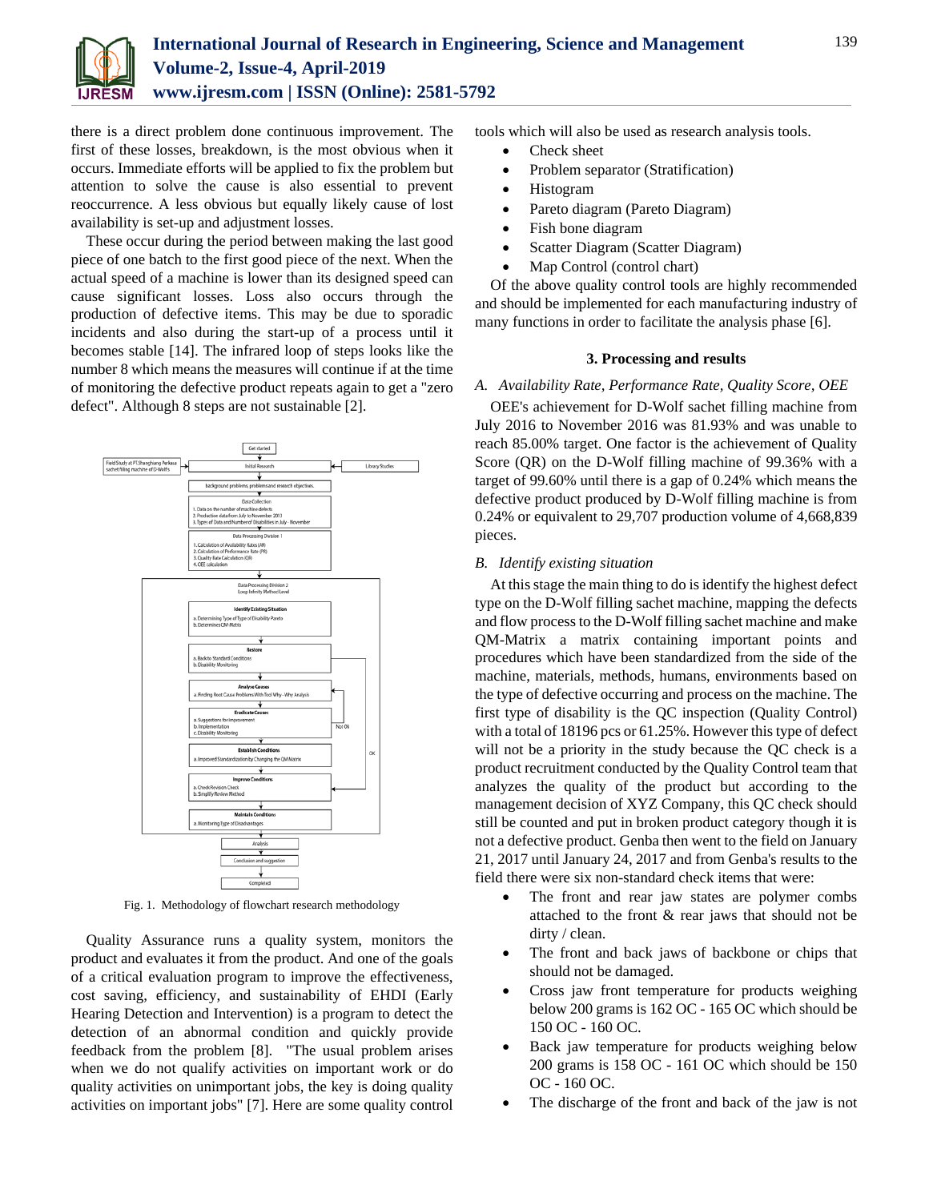there is a direct problem done continuous improvement. The first of these losses, breakdown, is the most obvious when it occurs. Immediate efforts will be applied to fix the problem but attention to solve the cause is also essential to prevent reoccurrence. A less obvious but equally likely cause of lost availability is set-up and adjustment losses.

These occur during the period between making the last good piece of one batch to the first good piece of the next. When the actual speed of a machine is lower than its designed speed can cause significant losses. Loss also occurs through the production of defective items. This may be due to sporadic incidents and also during the start-up of a process until it becomes stable [14]. The infrared loop of steps looks like the number 8 which means the measures will continue if at the time of monitoring the defective product repeats again to get a "zero defect". Although 8 steps are not sustainable [2].

Fig. 1. Methodology of flowchart research methodology

Quality Assurance runs a quality system, monitors the product and evaluates it from the product. And one of the goals of a critical evaluation program to improve the effectiveness, cost saving, efficiency, and sustainability of EHDI (Early Hearing Detection and Intervention) is a program to detect the detection of an abnormal condition and quickly provide feedback from the problem [8]. "The usual problem arises when we do not qualify activities on important work or do quality activities on unimportant jobs, the key is doing quality activities on important jobs" [7]. Here are some quality control tools which will also be used as research analysis tools.

- Check sheet
- Problem separator (Stratification)
- Histogram
- Pareto diagram (Pareto Diagram)
- Fish bone diagram
- Scatter Diagram (Scatter Diagram)
- Map Control (control chart)

Of the above quality control tools are highly recommended and should be implemented for each manufacturing industry of many functions in order to facilitate the analysis phase [6].

## 3. Processing and results

### *A. Availability Rate, Performance Rate, Quality Score, OEE*

OEE's achievement for D-Wolf sachet filling machine from July 2016 to November 2016 was 81.93% and was unable to reach 85.00% target. One factor is the achievement of Quality Score (QR) on the D-Wolf filling machine of 99.36% with a target of 99.60% until there is a gap of 0.24% which means the defective product produced by D-Wolf filling machine is from 0.24% or equivalent to 29,707 production volume of 4,668,839 pieces.

### *B. Identify existing situation*

At this stage the main thing to do is identify the highest defect type on the D-Wolf filling sachet machine, mapping the defects and flow process to the D-Wolf filling sachet machine and make QM-Matrix a matrix containing important points and procedures which have been standardized from the side of the machine, materials, methods, humans, environments based on the type of defective occurring and process on the machine. The first type of disability is the QC inspection (Quality Control) with a total of 18196 pcs or 61.25%. However this type of defect will not be a priority in the study because the QC check is a product recruitment conducted by the Quality Control team that analyzes the quality of the product but according to the management decision of XYZ Company, this QC check should still be counted and put in broken product category though it is not a defective product. Genba then went to the field on January 21, 2017 until January 24, 2017 and from Genba's results to the field there were six non-standard check items that were:

- The front and rear jaw states are polymer combs attached to the front & rear jaws that should not be dirty / clean.
- The front and back jaws of backbone or chips that should not be damaged.
- Cross jaw front temperature for products weighing below 200 grams is 162 OC - 165 OC which should be 150 OC - 160 OC.
- Back jaw temperature for products weighing below 200 grams is 158 OC - 161 OC which should be 150 OC - 160 OC.
- The discharge of the front and back of the jaw is not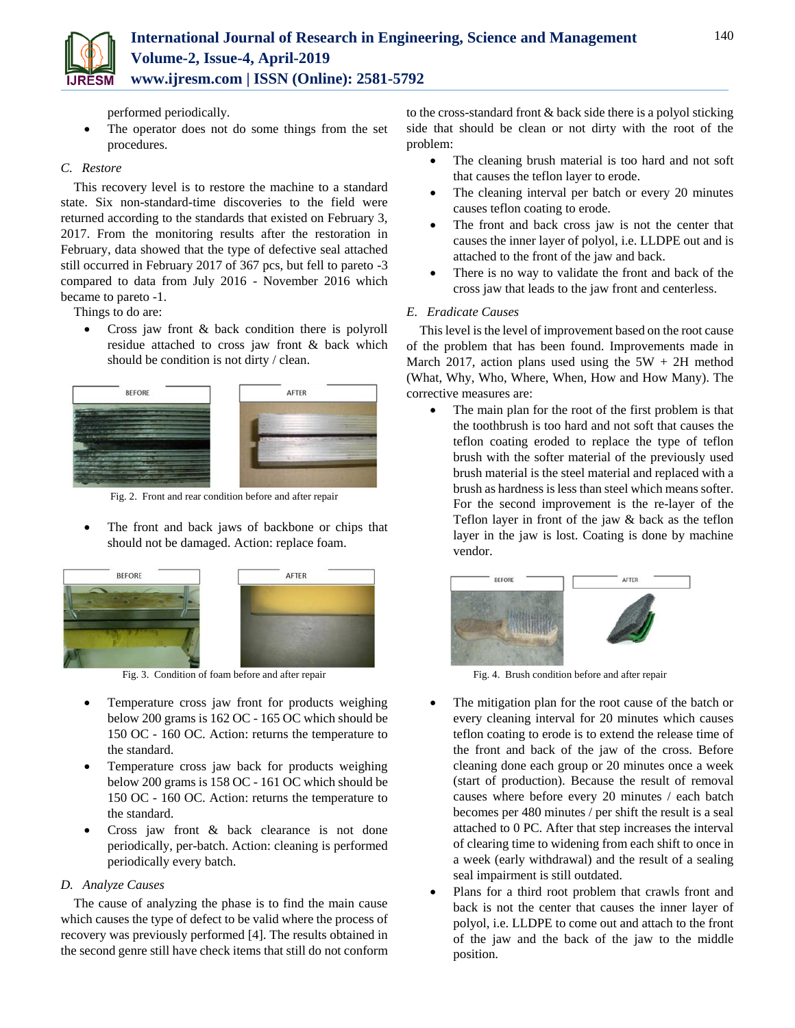performed periodically.

- The operator does not do some things from the set procedures.

### C. Restore

This recovery level is to restore the machine to a standard state. Six non-standard-time discoveries to the field were returned according to the standards that existed on February 3, 2017. From the monitoring results after the restoration in February, data showed that the type of defective seal attached still occurred in February 2017 of 367 pcs, but fell to pareto -3 compared to data from July 2016 - November 2016 which became to pareto -1.

Things to do are:

- Cross jaw front & back condition there is polyroll residue attached to cross jaw front & back which should be condition is not dirty / clean.

Fig. 2. Front and rear condition before and after repair

- The front and back jaws of backbone or chips that should not be damaged. Action: replace foam.

Fig. 3. Condition of foam before and after repair

- Temperature cross jaw front for products weighing below 200 grams is 162 OC - 165 OC which should be 150 OC - 160 OC. Action: returns the temperature to the standard.
- Temperature cross jaw back for products weighing below 200 grams is 158 OC - 161 OC which should be 150 OC - 160 OC. Action: returns the temperature to the standard.
- Cross jaw front & back clearance is not done periodically, per-batch. Action: cleaning is performed periodically every batch.

### D. Analyze Causes

The cause of analyzing the phase is to find the main cause which causes the type of defect to be valid where the process of recovery was previously performed [4]. The results obtained in the second genre still have check items that still do not conform to the cross-standard front & back side there is a polyol sticking side that should be clean or not dirty with the root of the problem:

- The cleaning brush material is too hard and not soft that causes the teflon layer to erode.
- The cleaning interval per batch or every 20 minutes causes teflon coating to erode.
- The front and back cross jaw is not the center that causes the inner layer of polyol, i.e. LLDPE out and is attached to the front of the jaw and back.
- There is no way to validate the front and back of the cross jaw that leads to the jaw front and centerless.

### E. Eradicate Causes

This level is the level of improvement based on the root cause of the problem that has been found. Improvements made in March 2017, action plans used using the 5W + 2H method (What, Why, Who, Where, When, How and How Many). The corrective measures are:

- The main plan for the root of the first problem is that the toothbrush is too hard and not soft that causes the teflon coating eroded to replace the type of teflon brush with the softer material of the previously used brush material is the steel material and replaced with a brush as hardness is less than steel which means softer. For the second improvement is the re-layer of the Teflon layer in front of the jaw & back as the teflon layer in the jaw is lost. Coating is done by machine vendor.

Fig. 4. Brush condition before and after repair

- The mitigation plan for the root cause of the batch or every cleaning interval for 20 minutes which causes teflon coating to erode is to extend the release time of the front and back of the jaw of the cross. Before cleaning done each group or 20 minutes once a week (start of production). Because the result of removal causes where before every 20 minutes / each batch becomes per 480 minutes / per shift the result is a seal attached to 0 PC. After that step increases the interval of clearing time to widening from each shift to once in a week (early withdrawal) and the result of a sealing seal impairment is still outdated.
- Plans for a third root problem that crawls front and back is not the center that causes the inner layer of polyol, i.e. LLDPE to come out and attach to the front of the jaw and the back of the jaw to the middle position.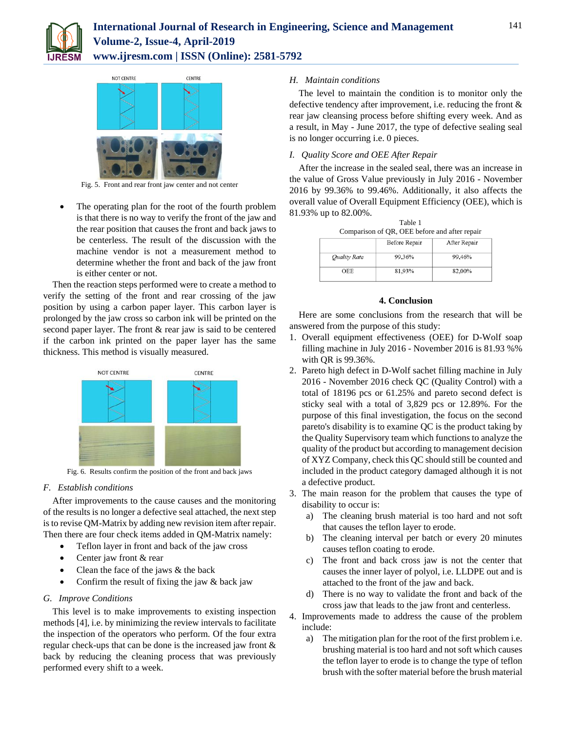Fig. 5. Front and rear front jaw center and not center

- The operating plan for the root of the fourth problem is that there is no way to verify the front of the jaw and the rear position that causes the front and back jaws to be centerless. The result of the discussion with the machine vendor is not a measurement method to determine whether the front and back of the jaw front is either center or not.

Then the reaction steps performed were to create a method to verify the setting of the front and rear crossing of the jaw position by using a carbon paper layer. This carbon layer is prolonged by the jaw cross so carbon ink will be printed on the second paper layer. The front & rear jaw is said to be centered if the carbon ink printed on the paper layer has the same thickness. This method is visually measured.

Fig. 6. Results confirm the position of the front and back jaws

### *F. Establish conditions*

After improvements to the cause causes and the monitoring of the results is no longer a defective seal attached, the next step is to revise QM-Matrix by adding new revision item after repair. Then there are four check items added in QM-Matrix namely:

- Teflon layer in front and back of the jaw cross
- Center jaw front & rear
- Clean the face of the jaws & the back
- Confirm the result of fixing the jaw & back jaw

### *G. Improve Conditions*

This level is to make improvements to existing inspection methods [4], i.e. by minimizing the review intervals to facilitate the inspection of the operators who perform. Of the four extra regular check-ups that can be done is the increased jaw front & back by reducing the cleaning process that was previously performed every shift to a week.

### *H. Maintain conditions*

The level to maintain the condition is to monitor only the defective tendency after improvement, i.e. reducing the front & rear jaw cleansing process before shifting every week. And as a result, in May - June 2017, the type of defective sealing seal is no longer occurring i.e. 0 pieces.

### *I. Quality Score and OEE After Repair*

After the increase in the sealed seal, there was an increase in the value of Gross Value previously in July 2016 - November 2016 by 99.36% to 99.46%. Additionally, it also affects the overall value of Overall Equipment Efficiency (OEE), which is 81.93% up to 82.00%.

Table 1
Comparison of QR, OEE before and after repair

| | Before Repair | After Repair |
|---|---|---|
| *Quality Rate* | 99,36% | 99,46% |
| OEE | 81,93% | 82,00% |

## 4. Conclusion

Here are some conclusions from the research that will be answered from the purpose of this study:

1. Overall equipment effectiveness (OEE) for D-Wolf soap filling machine in July 2016 - November 2016 is 81.93 %% with QR is 99.36%.
2. Pareto high defect in D-Wolf sachet filling machine in July 2016 - November 2016 check QC (Quality Control) with a total of 18196 pcs or 61.25% and pareto second defect is sticky seal with a total of 3,829 pcs or 12.89%. For the purpose of this final investigation, the focus on the second pareto's disability is to examine QC is the product taking by the Quality Supervisory team which functions to analyze the quality of the product but according to management decision of XYZ Company, check this QC should still be counted and included in the product category damaged although it is not a defective product.
3. The main reason for the problem that causes the type of disability to occur is:
   a) The cleaning brush material is too hard and not soft that causes the teflon layer to erode.
   b) The cleaning interval per batch or every 20 minutes causes teflon coating to erode.
   c) The front and back cross jaw is not the center that causes the inner layer of polyol, i.e. LLDPE out and is attached to the front of the jaw and back.
   d) There is no way to validate the front and back of the cross jaw that leads to the jaw front and centerless.
4. Improvements made to address the cause of the problem include:
   a) The mitigation plan for the root of the first problem i.e. brushing material is too hard and not soft which causes the teflon layer to erode is to change the type of teflon brush with the softer material before the brush material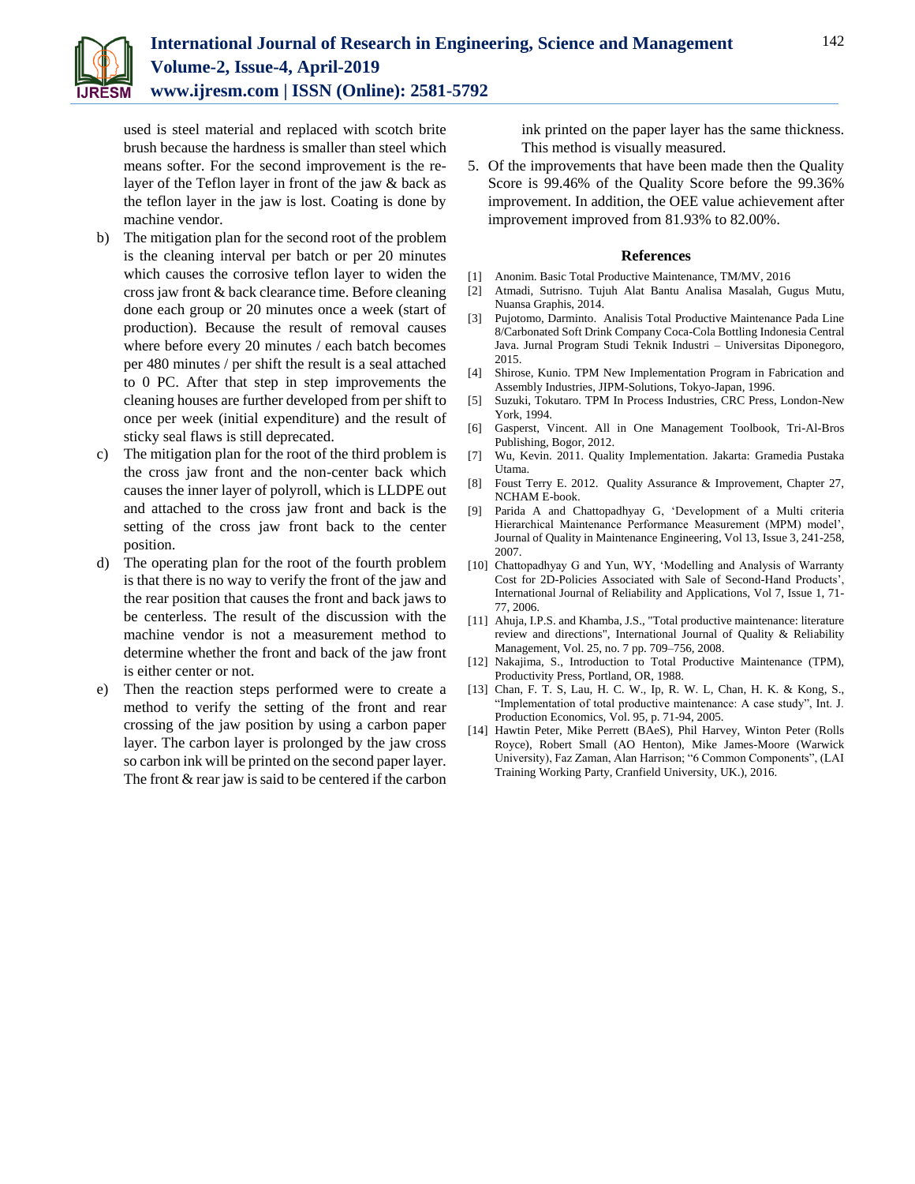used is steel material and replaced with scotch brite brush because the hardness is smaller than steel which means softer. For the second improvement is the re-layer of the Teflon layer in front of the jaw & back as the teflon layer in the jaw is lost. Coating is done by machine vendor.

b) The mitigation plan for the second root of the problem is the cleaning interval per batch or per 20 minutes which causes the corrosive teflon layer to widen the cross jaw front & back clearance time. Before cleaning done each group or 20 minutes once a week (start of production). Because the result of removal causes where before every 20 minutes / each batch becomes per 480 minutes / per shift the result is a seal attached to 0 PC. After that step in step improvements the cleaning houses are further developed from per shift to once per week (initial expenditure) and the result of sticky seal flaws is still deprecated.

c) The mitigation plan for the root of the third problem is the cross jaw front and the non-center back which causes the inner layer of polyroll, which is LLDPE out and attached to the cross jaw front and back is the setting of the cross jaw front back to the center position.

d) The operating plan for the root of the fourth problem is that there is no way to verify the front of the jaw and the rear position that causes the front and back jaws to be centerless. The result of the discussion with the machine vendor is not a measurement method to determine whether the front and back of the jaw front is either center or not.

e) Then the reaction steps performed were to create a method to verify the setting of the front and rear crossing of the jaw position by using a carbon paper layer. The carbon layer is prolonged by the jaw cross so carbon ink will be printed on the second paper layer. The front & rear jaw is said to be centered if the carbon ink printed on the paper layer has the same thickness. This method is visually measured.

5. Of the improvements that have been made then the Quality Score is 99.46% of the Quality Score before the 99.36% improvement. In addition, the OEE value achievement after improvement improved from 81.93% to 82.00%.

## References

[1] Anonim. Basic Total Productive Maintenance, TM/MV, 2016

[2] Atmadi, Sutrisno. Tujuh Alat Bantu Analisa Masalah, Gugus Mutu, Nuansa Graphis, 2014.

[3] Pujotomo, Darminto. Analisis Total Productive Maintenance Pada Line 8/Carbonated Soft Drink Company Coca-Cola Bottling Indonesia Central Java. Jurnal Program Studi Teknik Industri – Universitas Diponegoro, 2015.

[4] Shirose, Kunio. TPM New Implementation Program in Fabrication and Assembly Industries, JIPM-Solutions, Tokyo-Japan, 1996.

[5] Suzuki, Tokutaro. TPM In Process Industries, CRC Press, London-New York, 1994.

[6] Gasperst, Vincent. All in One Management Toolbook, Tri-Al-Bros Publishing, Bogor, 2012.

[7] Wu, Kevin. 2011. Quality Implementation. Jakarta: Gramedia Pustaka Utama.

[8] Foust Terry E. 2012. Quality Assurance & Improvement, Chapter 27, NCHAM E-book.

[9] Parida A and Chattopadhyay G, 'Development of a Multi criteria Hierarchical Maintenance Performance Measurement (MPM) model', Journal of Quality in Maintenance Engineering, Vol 13, Issue 3, 241-258, 2007.

[10] Chattopadhyay G and Yun, WY, 'Modelling and Analysis of Warranty Cost for 2D-Policies Associated with Sale of Second-Hand Products', International Journal of Reliability and Applications, Vol 7, Issue 1, 71-77, 2006.

[11] Ahuja, I.P.S. and Khamba, J.S., "Total productive maintenance: literature review and directions", International Journal of Quality & Reliability Management, Vol. 25, no. 7 pp. 709–756, 2008.

[12] Nakajima, S., Introduction to Total Productive Maintenance (TPM), Productivity Press, Portland, OR, 1988.

[13] Chan, F. T. S, Lau, H. C. W., Ip, R. W. L, Chan, H. K. & Kong, S., "Implementation of total productive maintenance: A case study", Int. J. Production Economics, Vol. 95, p. 71-94, 2005.

[14] Hawtin Peter, Mike Perrett (BAeS), Phil Harvey, Winton Peter (Rolls Royce), Robert Small (AO Henton), Mike James-Moore (Warwick University), Faz Zaman, Alan Harrison; "6 Common Components", (LAI Training Working Party, Cranfield University, UK.), 2016.